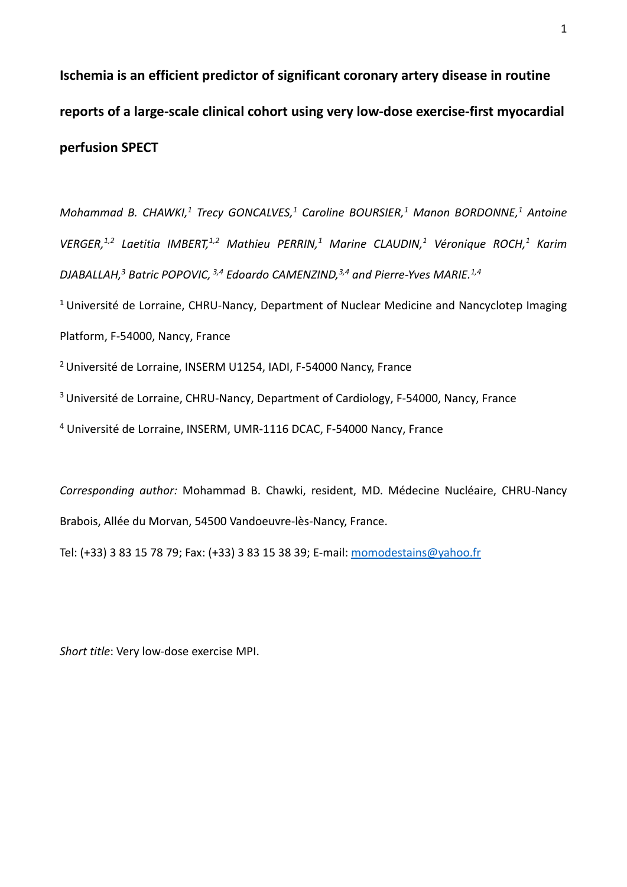# Ischemia is an efficient predictor of significant coronary artery disease in routine reports of a large-scale clinical cohort using very low-dose exercise-first myocardial perfusion SPECT

*Mohammad B. CHAWKI,[1] Trecy GONCALVES,[1] Caroline BOURSIER,[1] Manon BORDONNE,[1] Antoine VERGER,[1,2] Laetitia IMBERT,[1,2] Mathieu PERRIN,[1] Marine CLAUDIN,[1] Véronique ROCH,[1] Karim DJABALLAH,[3] Batric POPOVIC,[3,4] Edoardo CAMENZIND,[3,4] and Pierre-Yves MARIE.[1,4]*

[1] Université de Lorraine, CHRU-Nancy, Department of Nuclear Medicine and Nancyclotep Imaging Platform, F-54000, Nancy, France

[2] Université de Lorraine, INSERM U1254, IADI, F-54000 Nancy, France

[3] Université de Lorraine, CHRU-Nancy, Department of Cardiology, F-54000, Nancy, France

[4] Université de Lorraine, INSERM, UMR-1116 DCAC, F-54000 Nancy, France

*Corresponding author:* Mohammad B. Chawki, resident, MD. Médecine Nucléaire, CHRU-Nancy Brabois, Allée du Morvan, 54500 Vandoeuvre-lès-Nancy, France.

Tel: (+33) 3 83 15 78 79; Fax: (+33) 3 83 15 38 39; E-mail: momodestains@yahoo.fr

*Short title*: Very low-dose exercise MPI.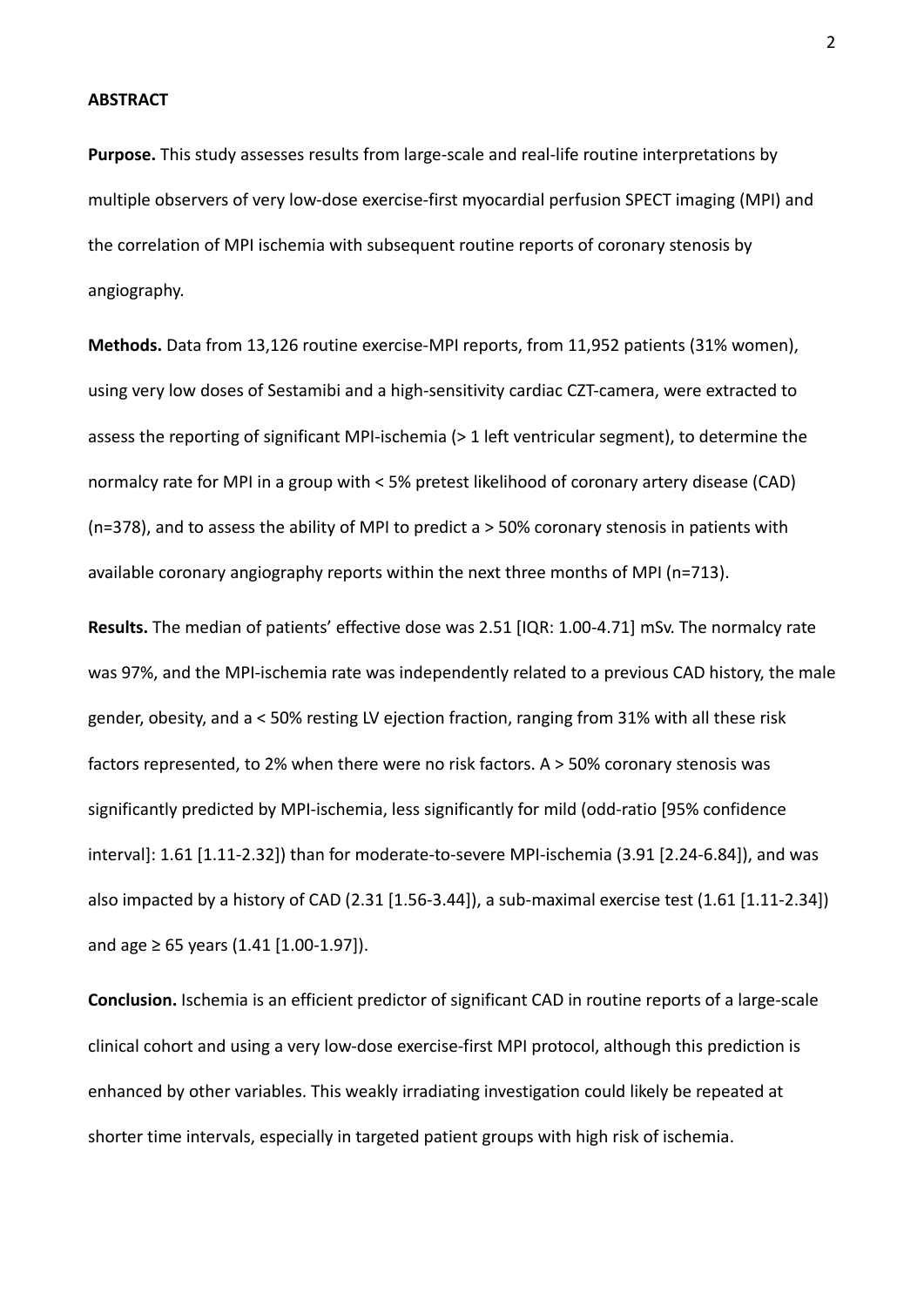## ABSTRACT

**Purpose.** This study assesses results from large-scale and real-life routine interpretations by multiple observers of very low-dose exercise-first myocardial perfusion SPECT imaging (MPI) and the correlation of MPI ischemia with subsequent routine reports of coronary stenosis by angiography.

**Methods.** Data from 13,126 routine exercise-MPI reports, from 11,952 patients (31% women), using very low doses of Sestamibi and a high-sensitivity cardiac CZT-camera, were extracted to assess the reporting of significant MPI-ischemia (> 1 left ventricular segment), to determine the normalcy rate for MPI in a group with < 5% pretest likelihood of coronary artery disease (CAD) (n=378), and to assess the ability of MPI to predict a > 50% coronary stenosis in patients with available coronary angiography reports within the next three months of MPI (n=713).

**Results.** The median of patients' effective dose was 2.51 [IQR: 1.00-4.71] mSv. The normalcy rate was 97%, and the MPI-ischemia rate was independently related to a previous CAD history, the male gender, obesity, and a < 50% resting LV ejection fraction, ranging from 31% with all these risk factors represented, to 2% when there were no risk factors. A > 50% coronary stenosis was significantly predicted by MPI-ischemia, less significantly for mild (odd-ratio [95% confidence interval]: 1.61 [1.11-2.32]) than for moderate-to-severe MPI-ischemia (3.91 [2.24-6.84]), and was also impacted by a history of CAD (2.31 [1.56-3.44]), a sub-maximal exercise test (1.61 [1.11-2.34]) and age ≥ 65 years (1.41 [1.00-1.97]).

**Conclusion.** Ischemia is an efficient predictor of significant CAD in routine reports of a large-scale clinical cohort and using a very low-dose exercise-first MPI protocol, although this prediction is enhanced by other variables. This weakly irradiating investigation could likely be repeated at shorter time intervals, especially in targeted patient groups with high risk of ischemia.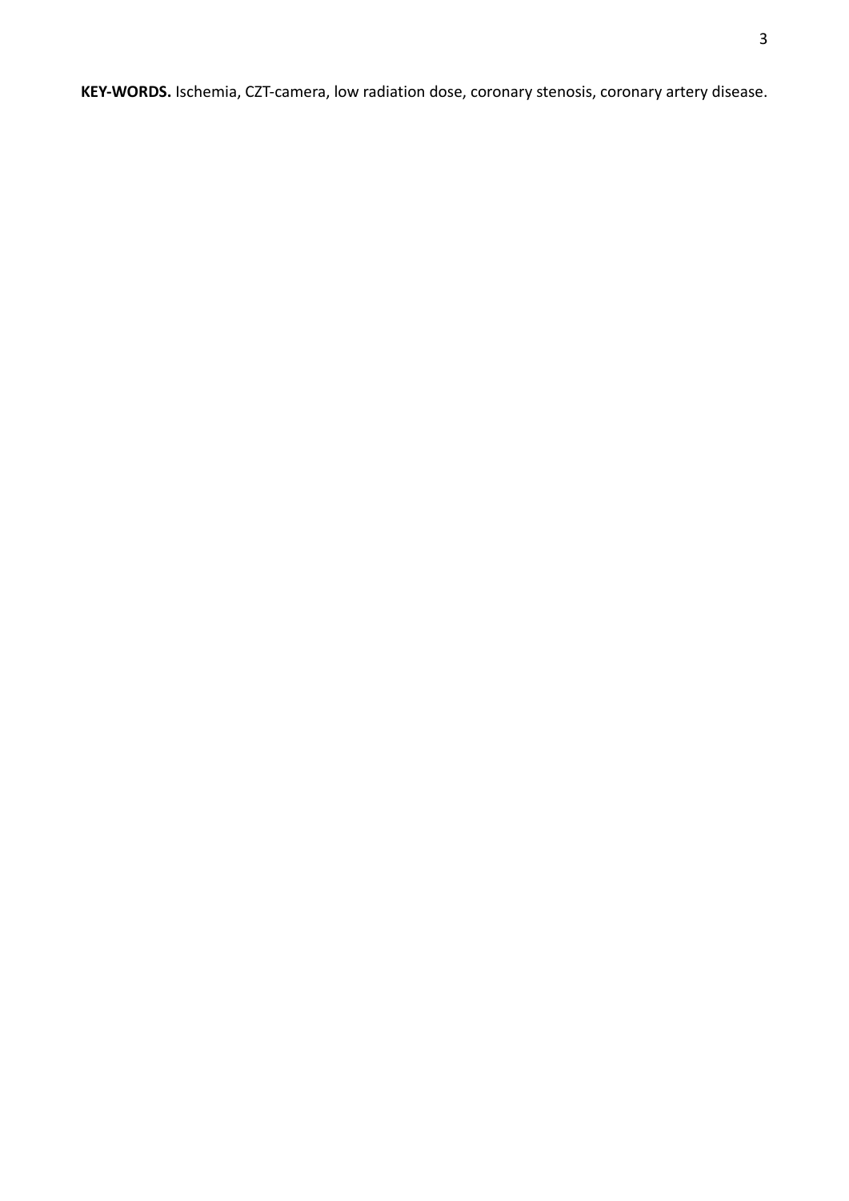**KEY-WORDS.** Ischemia, CZT-camera, low radiation dose, coronary stenosis, coronary artery disease.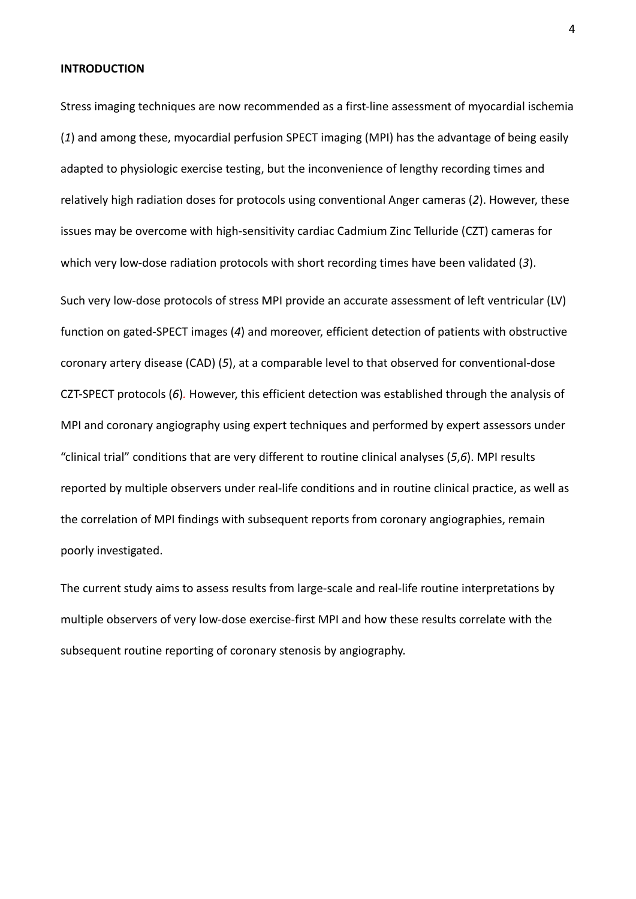**INTRODUCTION**

Stress imaging techniques are now recommended as a first-line assessment of myocardial ischemia (*1*) and among these, myocardial perfusion SPECT imaging (MPI) has the advantage of being easily adapted to physiologic exercise testing, but the inconvenience of lengthy recording times and relatively high radiation doses for protocols using conventional Anger cameras (*2*). However, these issues may be overcome with high-sensitivity cardiac Cadmium Zinc Telluride (CZT) cameras for which very low-dose radiation protocols with short recording times have been validated (*3*).

Such very low-dose protocols of stress MPI provide an accurate assessment of left ventricular (LV) function on gated-SPECT images (*4*) and moreover, efficient detection of patients with obstructive coronary artery disease (CAD) (*5*), at a comparable level to that observed for conventional-dose CZT-SPECT protocols (*6*). However, this efficient detection was established through the analysis of MPI and coronary angiography using expert techniques and performed by expert assessors under "clinical trial" conditions that are very different to routine clinical analyses (*5*,*6*). MPI results reported by multiple observers under real-life conditions and in routine clinical practice, as well as the correlation of MPI findings with subsequent reports from coronary angiographies, remain poorly investigated.

The current study aims to assess results from large-scale and real-life routine interpretations by multiple observers of very low-dose exercise-first MPI and how these results correlate with the subsequent routine reporting of coronary stenosis by angiography.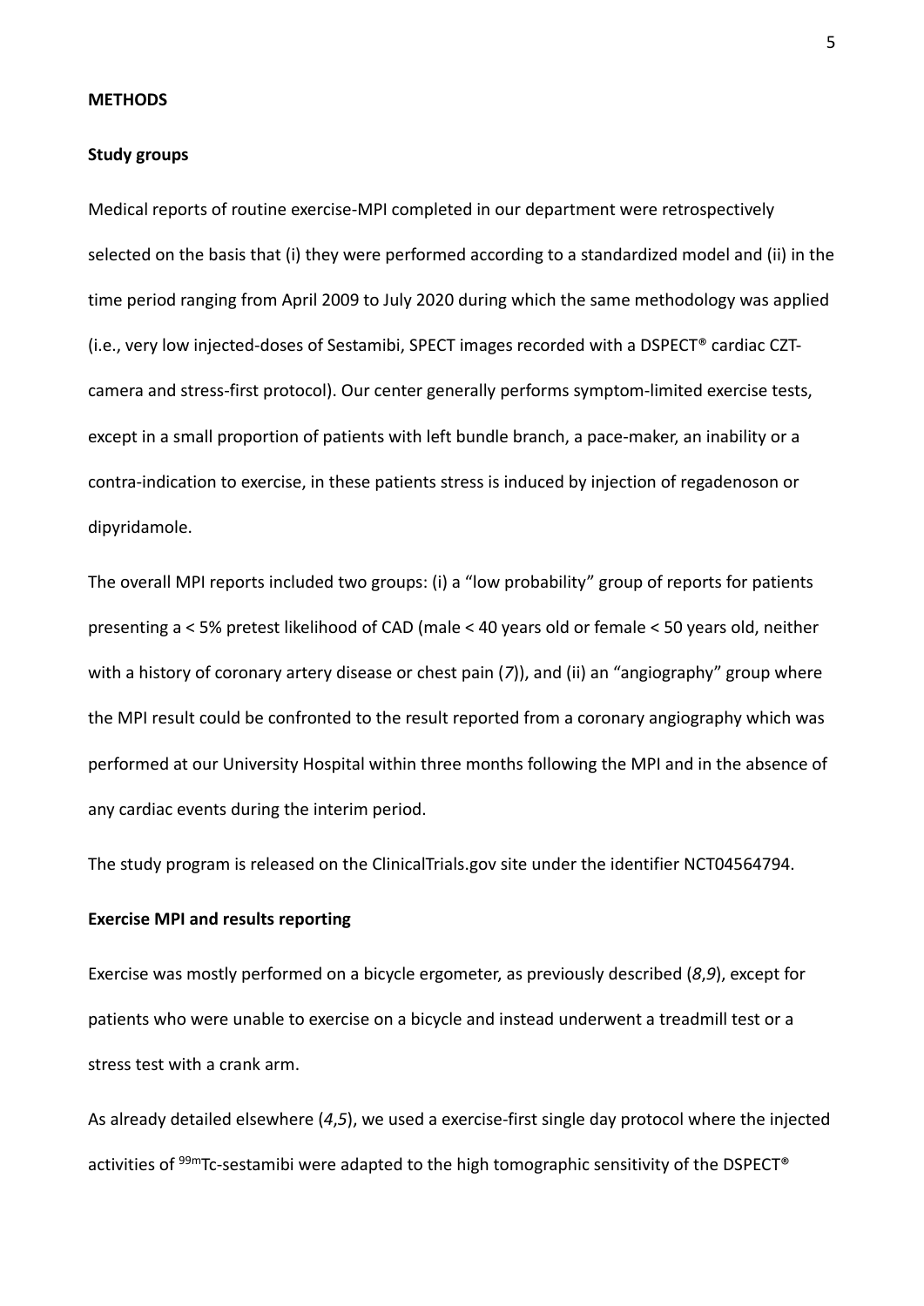## METHODS

### Study groups

Medical reports of routine exercise-MPI completed in our department were retrospectively selected on the basis that (i) they were performed according to a standardized model and (ii) in the time period ranging from April 2009 to July 2020 during which the same methodology was applied (i.e., very low injected-doses of Sestamibi, SPECT images recorded with a DSPECT® cardiac CZT-camera and stress-first protocol). Our center generally performs symptom-limited exercise tests, except in a small proportion of patients with left bundle branch, a pace-maker, an inability or a contra-indication to exercise, in these patients stress is induced by injection of regadenoson or dipyridamole.

The overall MPI reports included two groups: (i) a "low probability" group of reports for patients presenting a < 5% pretest likelihood of CAD (male < 40 years old or female < 50 years old, neither with a history of coronary artery disease or chest pain (*7*)), and (ii) an "angiography" group where the MPI result could be confronted to the result reported from a coronary angiography which was performed at our University Hospital within three months following the MPI and in the absence of any cardiac events during the interim period.

The study program is released on the ClinicalTrials.gov site under the identifier NCT04564794.

### Exercise MPI and results reporting

Exercise was mostly performed on a bicycle ergometer, as previously described (*8*,*9*), except for patients who were unable to exercise on a bicycle and instead underwent a treadmill test or a stress test with a crank arm.

As already detailed elsewhere (*4*,*5*), we used a exercise-first single day protocol where the injected activities of $^{99m}$Tc-sestamibi were adapted to the high tomographic sensitivity of the DSPECT®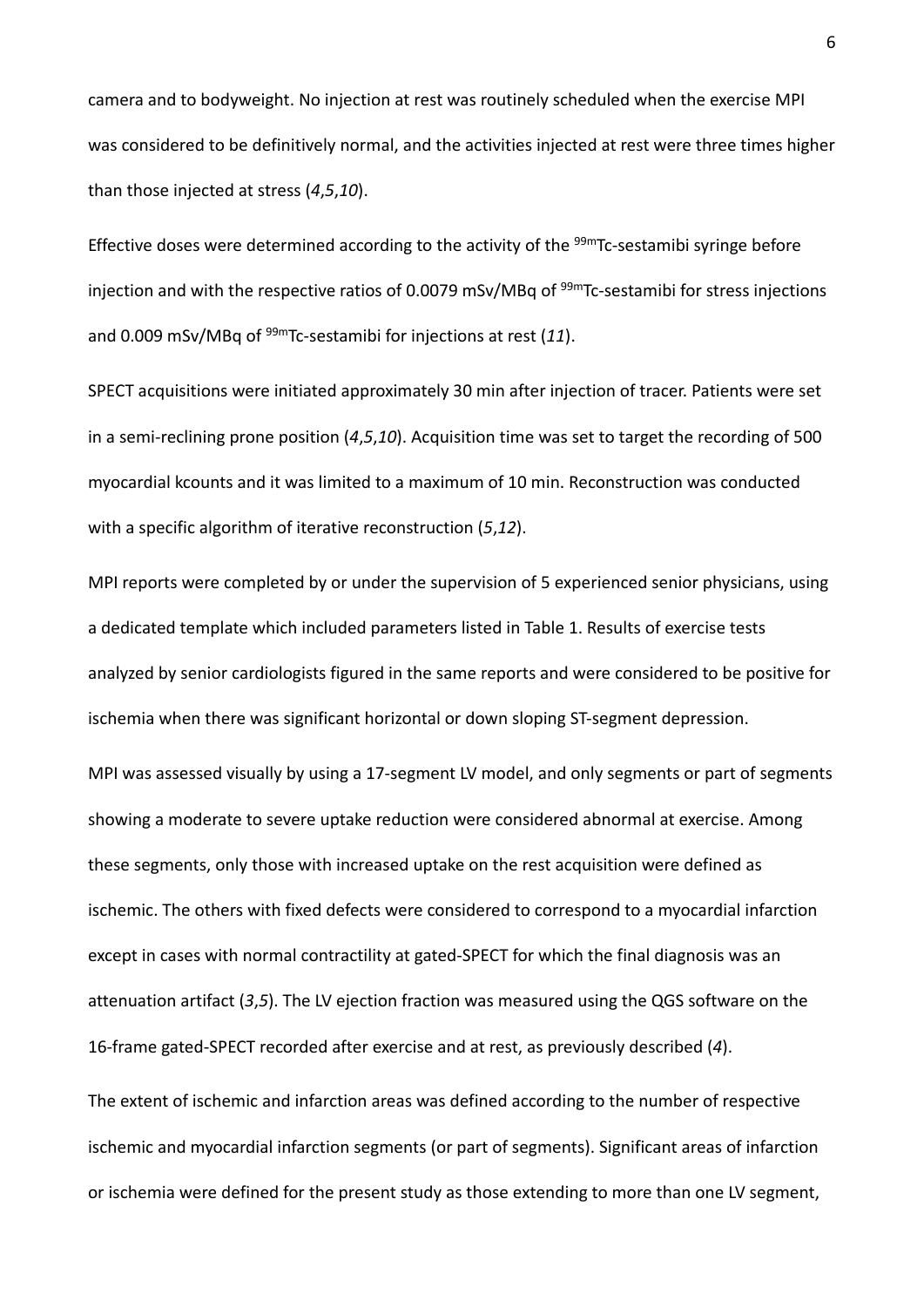camera and to bodyweight. No injection at rest was routinely scheduled when the exercise MPI was considered to be definitively normal, and the activities injected at rest were three times higher than those injected at stress (*4*,*5*,*10*).

Effective doses were determined according to the activity of the $^{99m}$Tc-sestamibi syringe before injection and with the respective ratios of 0.0079 mSv/MBq of $^{99m}$Tc-sestamibi for stress injections and 0.009 mSv/MBq of $^{99m}$Tc-sestamibi for injections at rest (*11*).

SPECT acquisitions were initiated approximately 30 min after injection of tracer. Patients were set in a semi-reclining prone position (*4*,*5*,*10*). Acquisition time was set to target the recording of 500 myocardial kcounts and it was limited to a maximum of 10 min. Reconstruction was conducted with a specific algorithm of iterative reconstruction (*5*,*12*).

MPI reports were completed by or under the supervision of 5 experienced senior physicians, using a dedicated template which included parameters listed in Table 1. Results of exercise tests analyzed by senior cardiologists figured in the same reports and were considered to be positive for ischemia when there was significant horizontal or down sloping ST-segment depression.

MPI was assessed visually by using a 17-segment LV model, and only segments or part of segments showing a moderate to severe uptake reduction were considered abnormal at exercise. Among these segments, only those with increased uptake on the rest acquisition were defined as ischemic. The others with fixed defects were considered to correspond to a myocardial infarction except in cases with normal contractility at gated-SPECT for which the final diagnosis was an attenuation artifact (*3*,*5*). The LV ejection fraction was measured using the QGS software on the 16-frame gated-SPECT recorded after exercise and at rest, as previously described (*4*).

The extent of ischemic and infarction areas was defined according to the number of respective ischemic and myocardial infarction segments (or part of segments). Significant areas of infarction or ischemia were defined for the present study as those extending to more than one LV segment,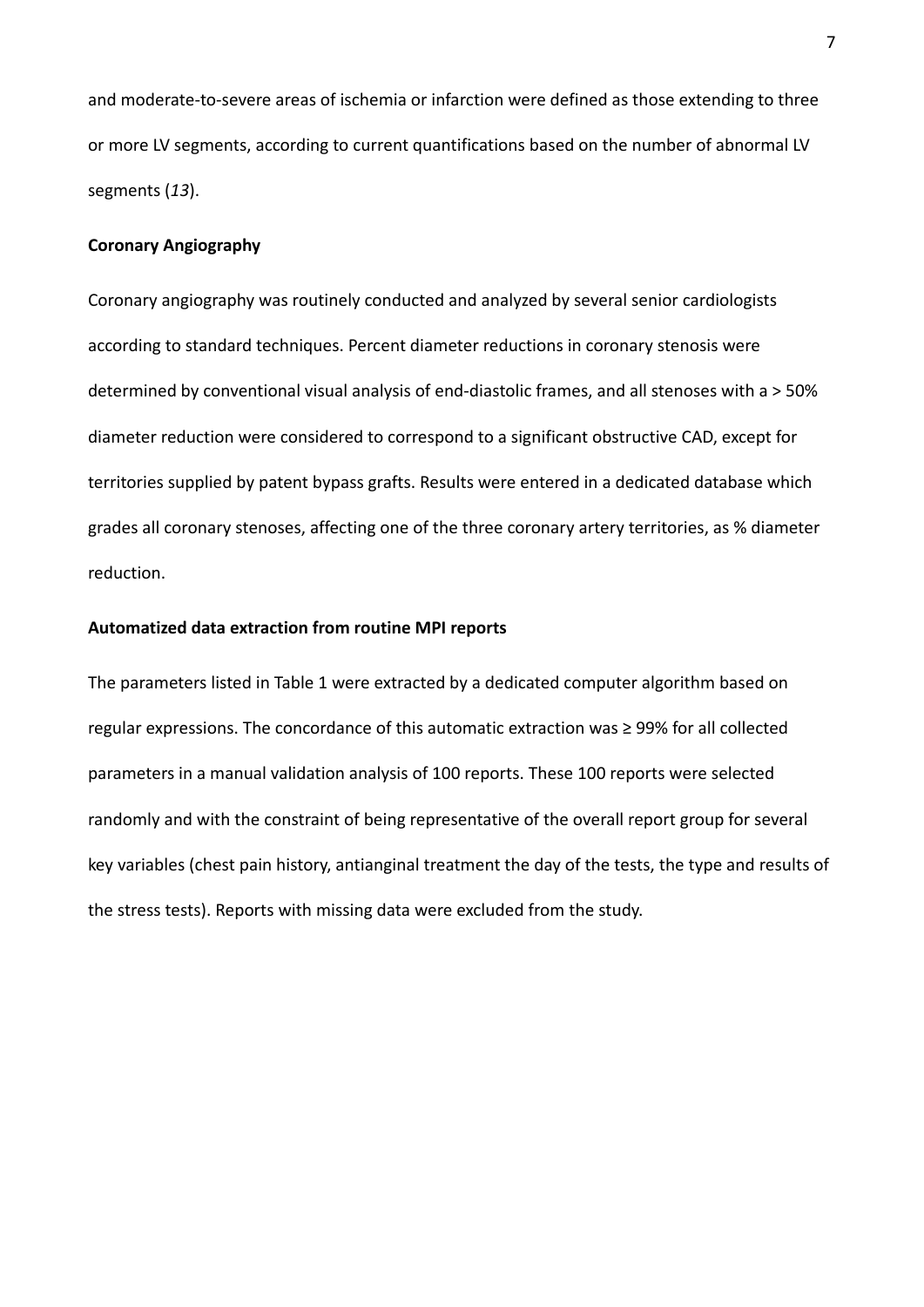and moderate-to-severe areas of ischemia or infarction were defined as those extending to three or more LV segments, according to current quantifications based on the number of abnormal LV segments (*13*).

**Coronary Angiography**

Coronary angiography was routinely conducted and analyzed by several senior cardiologists according to standard techniques. Percent diameter reductions in coronary stenosis were determined by conventional visual analysis of end-diastolic frames, and all stenoses with a > 50% diameter reduction were considered to correspond to a significant obstructive CAD, except for territories supplied by patent bypass grafts. Results were entered in a dedicated database which grades all coronary stenoses, affecting one of the three coronary artery territories, as % diameter reduction.

**Automatized data extraction from routine MPI reports**

The parameters listed in Table 1 were extracted by a dedicated computer algorithm based on regular expressions. The concordance of this automatic extraction was ≥ 99% for all collected parameters in a manual validation analysis of 100 reports. These 100 reports were selected randomly and with the constraint of being representative of the overall report group for several key variables (chest pain history, antianginal treatment the day of the tests, the type and results of the stress tests). Reports with missing data were excluded from the study.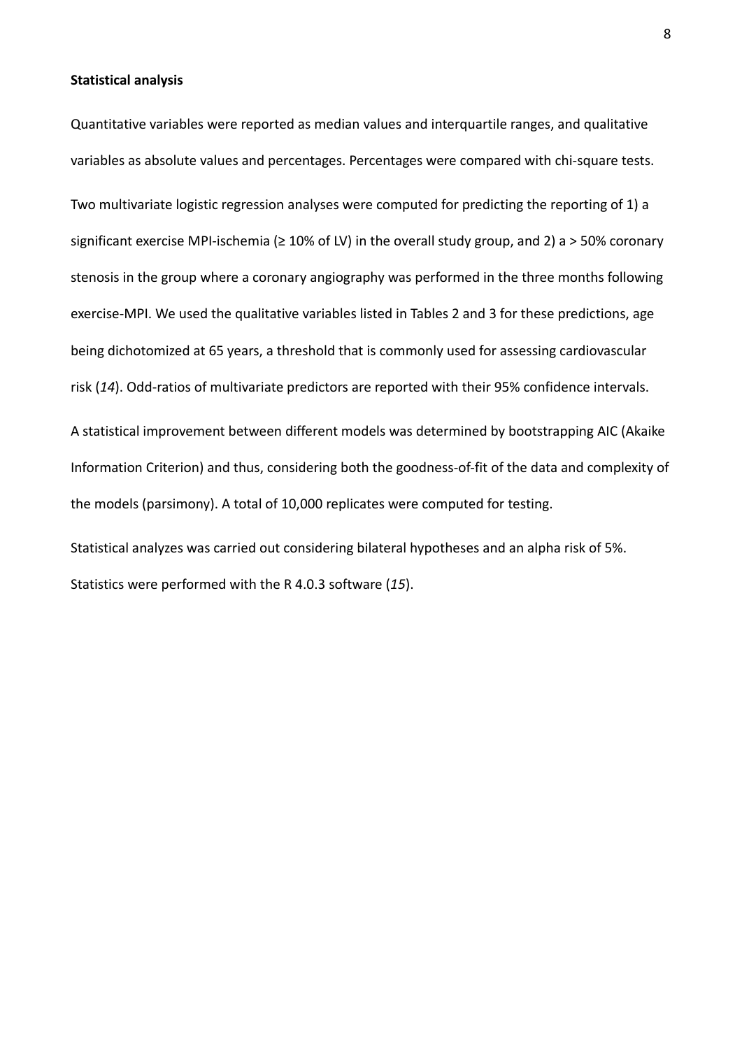**Statistical analysis**

Quantitative variables were reported as median values and interquartile ranges, and qualitative variables as absolute values and percentages. Percentages were compared with chi-square tests.

Two multivariate logistic regression analyses were computed for predicting the reporting of 1) a significant exercise MPI-ischemia (≥ 10% of LV) in the overall study group, and 2) a > 50% coronary stenosis in the group where a coronary angiography was performed in the three months following exercise-MPI. We used the qualitative variables listed in Tables 2 and 3 for these predictions, age being dichotomized at 65 years, a threshold that is commonly used for assessing cardiovascular risk (*14*). Odd-ratios of multivariate predictors are reported with their 95% confidence intervals.

A statistical improvement between different models was determined by bootstrapping AIC (Akaike Information Criterion) and thus, considering both the goodness-of-fit of the data and complexity of the models (parsimony). A total of 10,000 replicates were computed for testing.

Statistical analyzes was carried out considering bilateral hypotheses and an alpha risk of 5%. Statistics were performed with the R 4.0.3 software (*15*).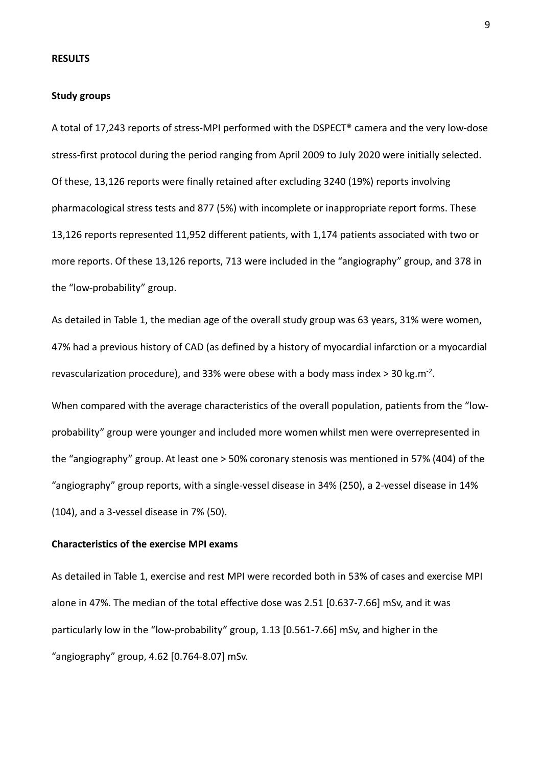## RESULTS

### Study groups

A total of 17,243 reports of stress-MPI performed with the DSPECT® camera and the very low-dose stress-first protocol during the period ranging from April 2009 to July 2020 were initially selected. Of these, 13,126 reports were finally retained after excluding 3240 (19%) reports involving pharmacological stress tests and 877 (5%) with incomplete or inappropriate report forms. These 13,126 reports represented 11,952 different patients, with 1,174 patients associated with two or more reports. Of these 13,126 reports, 713 were included in the "angiography" group, and 378 in the "low-probability" group.

As detailed in Table 1, the median age of the overall study group was 63 years, 31% were women, 47% had a previous history of CAD (as defined by a history of myocardial infarction or a myocardial revascularization procedure), and 33% were obese with a body mass index > 30 kg.m$^{-2}$.

When compared with the average characteristics of the overall population, patients from the "low-probability" group were younger and included more women whilst men were overrepresented in the "angiography" group. At least one > 50% coronary stenosis was mentioned in 57% (404) of the "angiography" group reports, with a single-vessel disease in 34% (250), a 2-vessel disease in 14% (104), and a 3-vessel disease in 7% (50).

### Characteristics of the exercise MPI exams

As detailed in Table 1, exercise and rest MPI were recorded both in 53% of cases and exercise MPI alone in 47%. The median of the total effective dose was 2.51 [0.637-7.66] mSv, and it was particularly low in the "low-probability" group, 1.13 [0.561-7.66] mSv, and higher in the "angiography" group, 4.62 [0.764-8.07] mSv.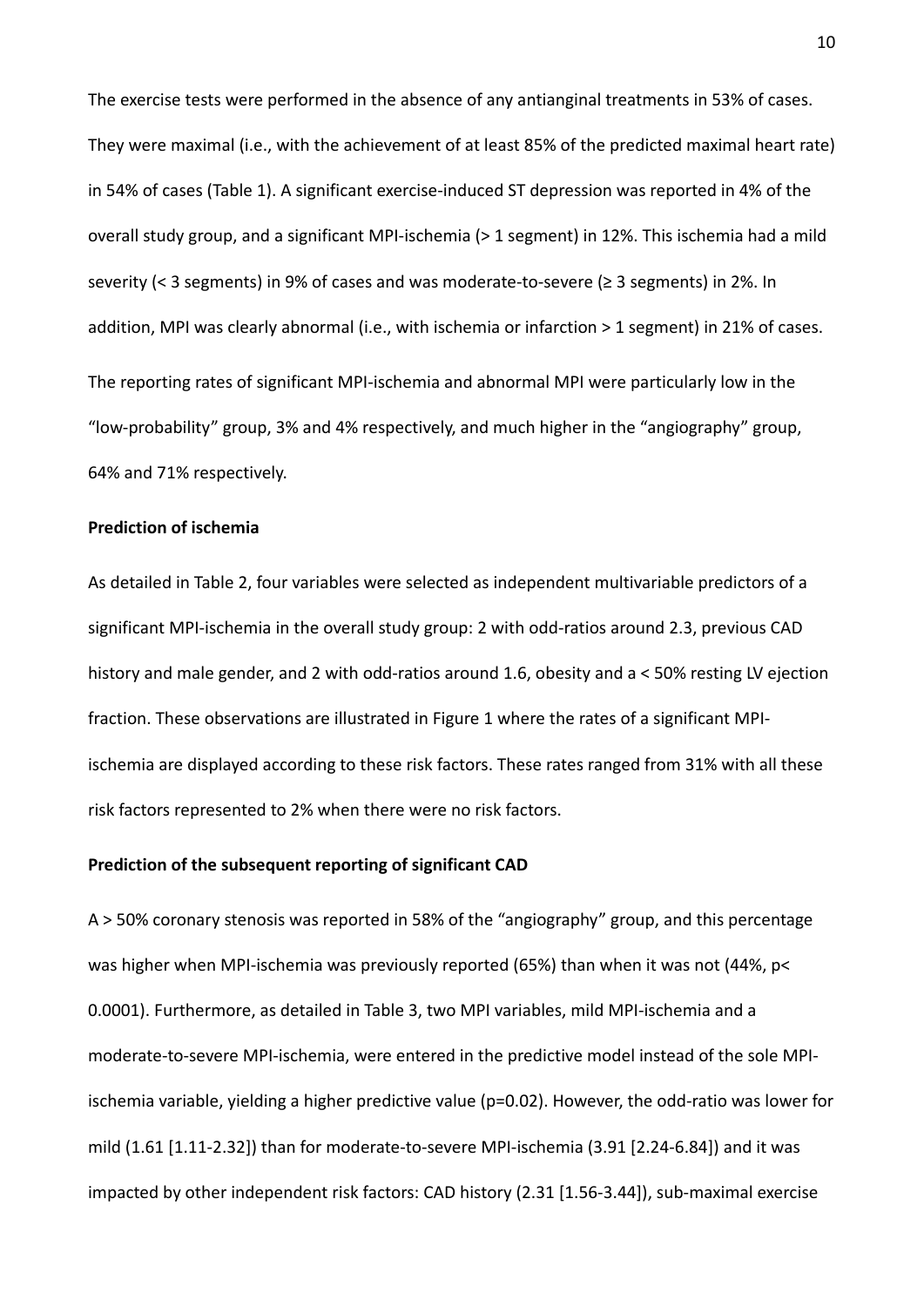The exercise tests were performed in the absence of any antianginal treatments in 53% of cases. They were maximal (i.e., with the achievement of at least 85% of the predicted maximal heart rate) in 54% of cases (Table 1). A significant exercise-induced ST depression was reported in 4% of the overall study group, and a significant MPI-ischemia (> 1 segment) in 12%. This ischemia had a mild severity (< 3 segments) in 9% of cases and was moderate-to-severe (≥ 3 segments) in 2%. In addition, MPI was clearly abnormal (i.e., with ischemia or infarction > 1 segment) in 21% of cases.

The reporting rates of significant MPI-ischemia and abnormal MPI were particularly low in the "low-probability" group, 3% and 4% respectively, and much higher in the "angiography" group, 64% and 71% respectively.

**Prediction of ischemia**

As detailed in Table 2, four variables were selected as independent multivariable predictors of a significant MPI-ischemia in the overall study group: 2 with odd-ratios around 2.3, previous CAD history and male gender, and 2 with odd-ratios around 1.6, obesity and a < 50% resting LV ejection fraction. These observations are illustrated in Figure 1 where the rates of a significant MPI-ischemia are displayed according to these risk factors. These rates ranged from 31% with all these risk factors represented to 2% when there were no risk factors.

**Prediction of the subsequent reporting of significant CAD**

A > 50% coronary stenosis was reported in 58% of the "angiography" group, and this percentage was higher when MPI-ischemia was previously reported (65%) than when it was not (44%, $p < 0.0001$). Furthermore, as detailed in Table 3, two MPI variables, mild MPI-ischemia and a moderate-to-severe MPI-ischemia, were entered in the predictive model instead of the sole MPI-ischemia variable, yielding a higher predictive value ($p=0.02$). However, the odd-ratio was lower for mild (1.61 [1.11-2.32]) than for moderate-to-severe MPI-ischemia (3.91 [2.24-6.84]) and it was impacted by other independent risk factors: CAD history (2.31 [1.56-3.44]), sub-maximal exercise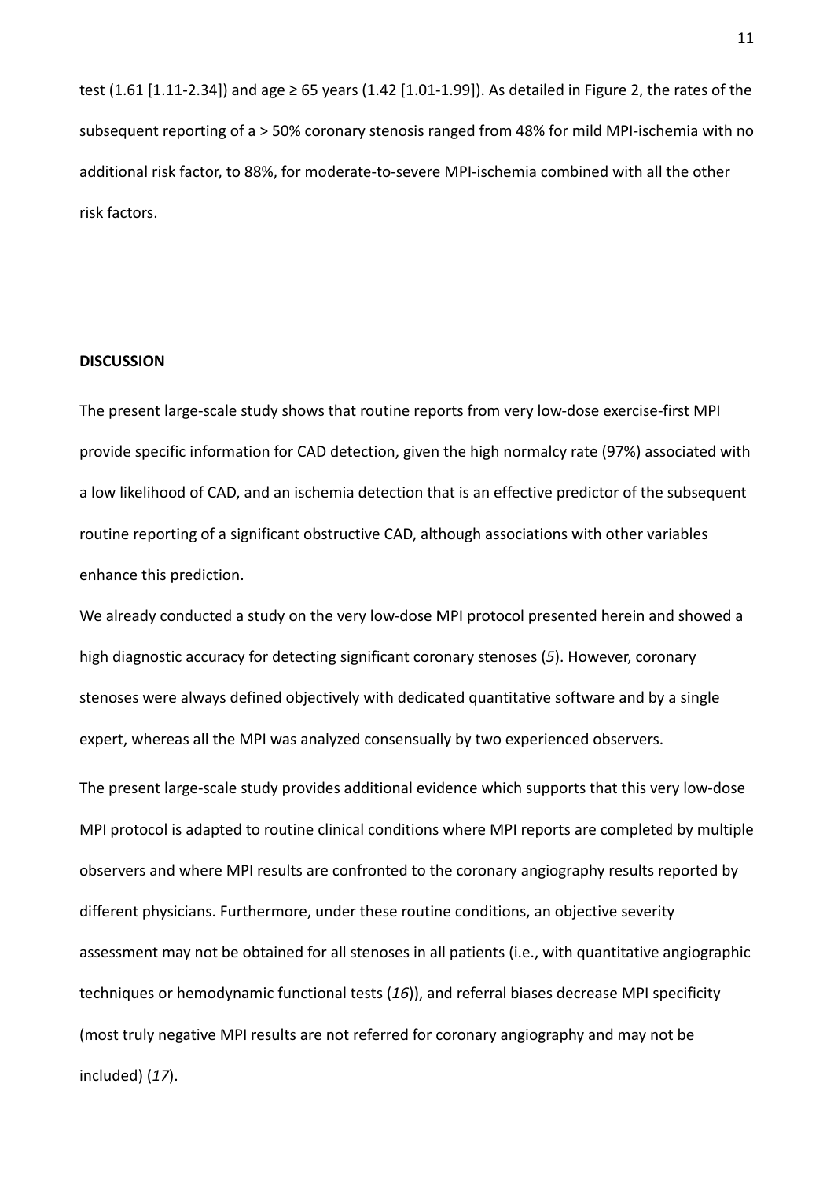test (1.61 [1.11-2.34]) and age ≥ 65 years (1.42 [1.01-1.99]). As detailed in Figure 2, the rates of the subsequent reporting of a > 50% coronary stenosis ranged from 48% for mild MPI-ischemia with no additional risk factor, to 88%, for moderate-to-severe MPI-ischemia combined with all the other risk factors.

**DISCUSSION**

The present large-scale study shows that routine reports from very low-dose exercise-first MPI provide specific information for CAD detection, given the high normalcy rate (97%) associated with a low likelihood of CAD, and an ischemia detection that is an effective predictor of the subsequent routine reporting of a significant obstructive CAD, although associations with other variables enhance this prediction.

We already conducted a study on the very low-dose MPI protocol presented herein and showed a high diagnostic accuracy for detecting significant coronary stenoses (*5*). However, coronary stenoses were always defined objectively with dedicated quantitative software and by a single expert, whereas all the MPI was analyzed consensually by two experienced observers.

The present large-scale study provides additional evidence which supports that this very low-dose MPI protocol is adapted to routine clinical conditions where MPI reports are completed by multiple observers and where MPI results are confronted to the coronary angiography results reported by different physicians. Furthermore, under these routine conditions, an objective severity assessment may not be obtained for all stenoses in all patients (i.e., with quantitative angiographic techniques or hemodynamic functional tests (*16*)), and referral biases decrease MPI specificity (most truly negative MPI results are not referred for coronary angiography and may not be included) (*17*).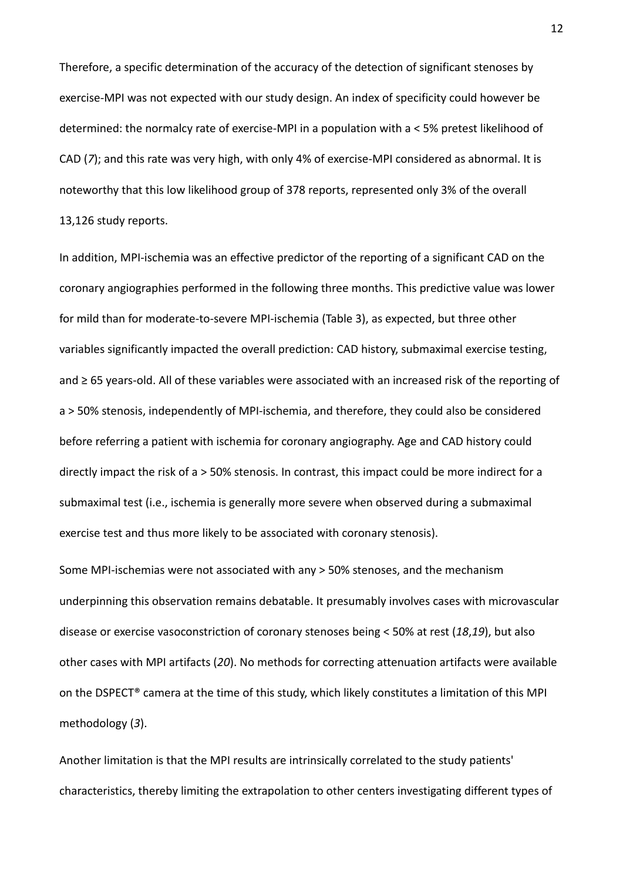Therefore, a specific determination of the accuracy of the detection of significant stenoses by exercise-MPI was not expected with our study design. An index of specificity could however be determined: the normalcy rate of exercise-MPI in a population with a < 5% pretest likelihood of CAD (*7*); and this rate was very high, with only 4% of exercise-MPI considered as abnormal. It is noteworthy that this low likelihood group of 378 reports, represented only 3% of the overall 13,126 study reports.

In addition, MPI-ischemia was an effective predictor of the reporting of a significant CAD on the coronary angiographies performed in the following three months. This predictive value was lower for mild than for moderate-to-severe MPI-ischemia (Table 3), as expected, but three other variables significantly impacted the overall prediction: CAD history, submaximal exercise testing, and ≥ 65 years-old. All of these variables were associated with an increased risk of the reporting of a > 50% stenosis, independently of MPI-ischemia, and therefore, they could also be considered before referring a patient with ischemia for coronary angiography. Age and CAD history could directly impact the risk of a > 50% stenosis. In contrast, this impact could be more indirect for a submaximal test (i.e., ischemia is generally more severe when observed during a submaximal exercise test and thus more likely to be associated with coronary stenosis).

Some MPI-ischemias were not associated with any > 50% stenoses, and the mechanism underpinning this observation remains debatable. It presumably involves cases with microvascular disease or exercise vasoconstriction of coronary stenoses being < 50% at rest (*18*,*19*), but also other cases with MPI artifacts (*20*). No methods for correcting attenuation artifacts were available on the DSPECT® camera at the time of this study, which likely constitutes a limitation of this MPI methodology (*3*).

Another limitation is that the MPI results are intrinsically correlated to the study patients' characteristics, thereby limiting the extrapolation to other centers investigating different types of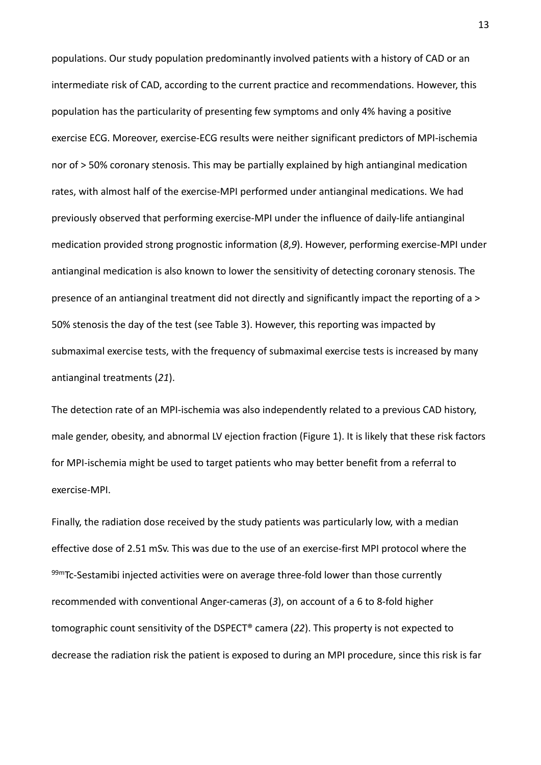populations. Our study population predominantly involved patients with a history of CAD or an intermediate risk of CAD, according to the current practice and recommendations. However, this population has the particularity of presenting few symptoms and only 4% having a positive exercise ECG. Moreover, exercise-ECG results were neither significant predictors of MPI-ischemia nor of > 50% coronary stenosis. This may be partially explained by high antianginal medication rates, with almost half of the exercise-MPI performed under antianginal medications. We had previously observed that performing exercise-MPI under the influence of daily-life antianginal medication provided strong prognostic information (*8*,*9*). However, performing exercise-MPI under antianginal medication is also known to lower the sensitivity of detecting coronary stenosis. The presence of an antianginal treatment did not directly and significantly impact the reporting of a > 50% stenosis the day of the test (see Table 3). However, this reporting was impacted by submaximal exercise tests, with the frequency of submaximal exercise tests is increased by many antianginal treatments (*21*).

The detection rate of an MPI-ischemia was also independently related to a previous CAD history, male gender, obesity, and abnormal LV ejection fraction (Figure 1). It is likely that these risk factors for MPI-ischemia might be used to target patients who may better benefit from a referral to exercise-MPI.

Finally, the radiation dose received by the study patients was particularly low, with a median effective dose of 2.51 mSv. This was due to the use of an exercise-first MPI protocol where the $^{99m}$Tc-Sestamibi injected activities were on average three-fold lower than those currently recommended with conventional Anger-cameras (*3*), on account of a 6 to 8-fold higher tomographic count sensitivity of the DSPECT® camera (*22*). This property is not expected to decrease the radiation risk the patient is exposed to during an MPI procedure, since this risk is far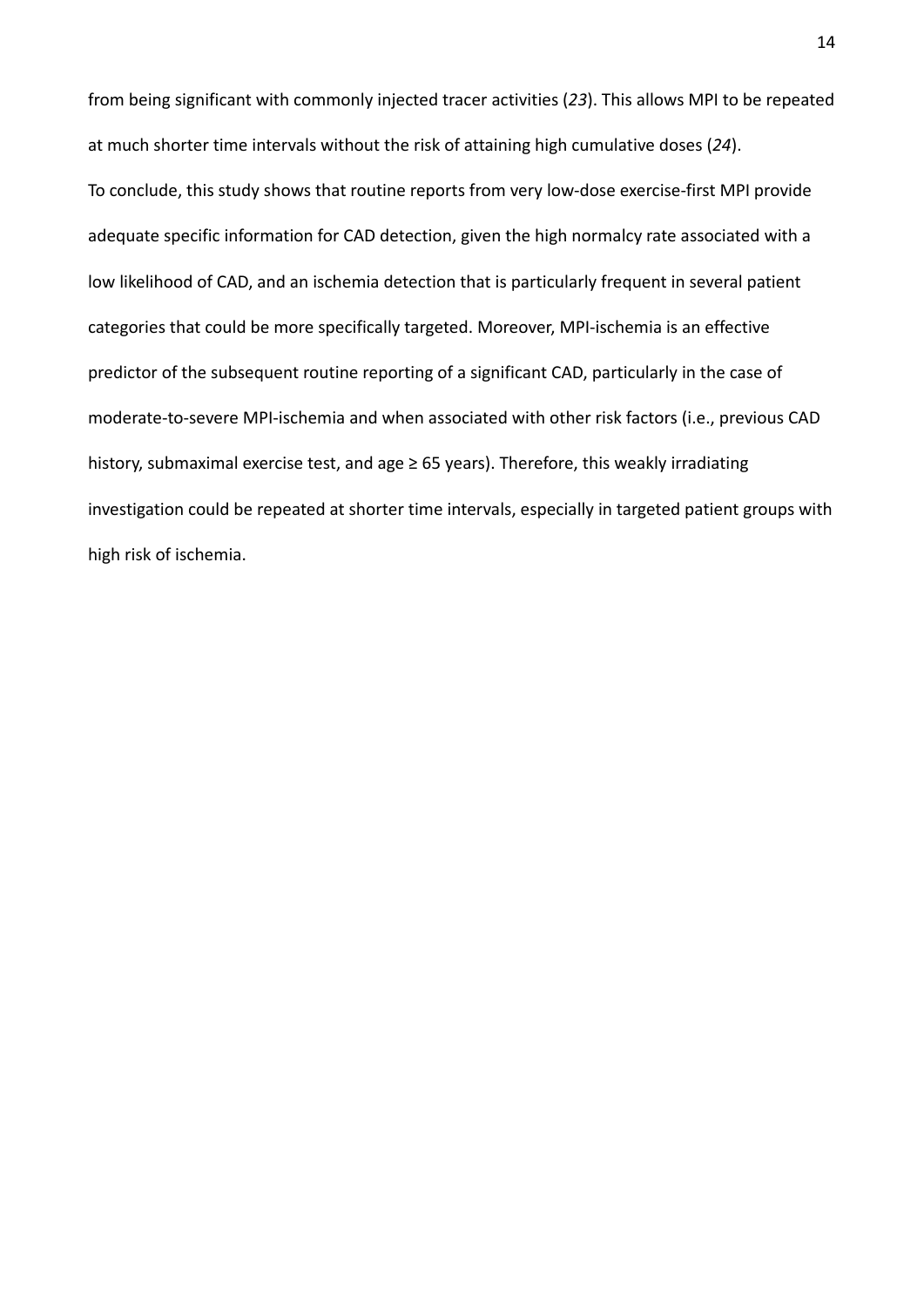from being significant with commonly injected tracer activities (*23*). This allows MPI to be repeated at much shorter time intervals without the risk of attaining high cumulative doses (*24*).

To conclude, this study shows that routine reports from very low-dose exercise-first MPI provide adequate specific information for CAD detection, given the high normalcy rate associated with a low likelihood of CAD, and an ischemia detection that is particularly frequent in several patient categories that could be more specifically targeted. Moreover, MPI-ischemia is an effective predictor of the subsequent routine reporting of a significant CAD, particularly in the case of moderate-to-severe MPI-ischemia and when associated with other risk factors (i.e., previous CAD history, submaximal exercise test, and age ≥ 65 years). Therefore, this weakly irradiating investigation could be repeated at shorter time intervals, especially in targeted patient groups with high risk of ischemia.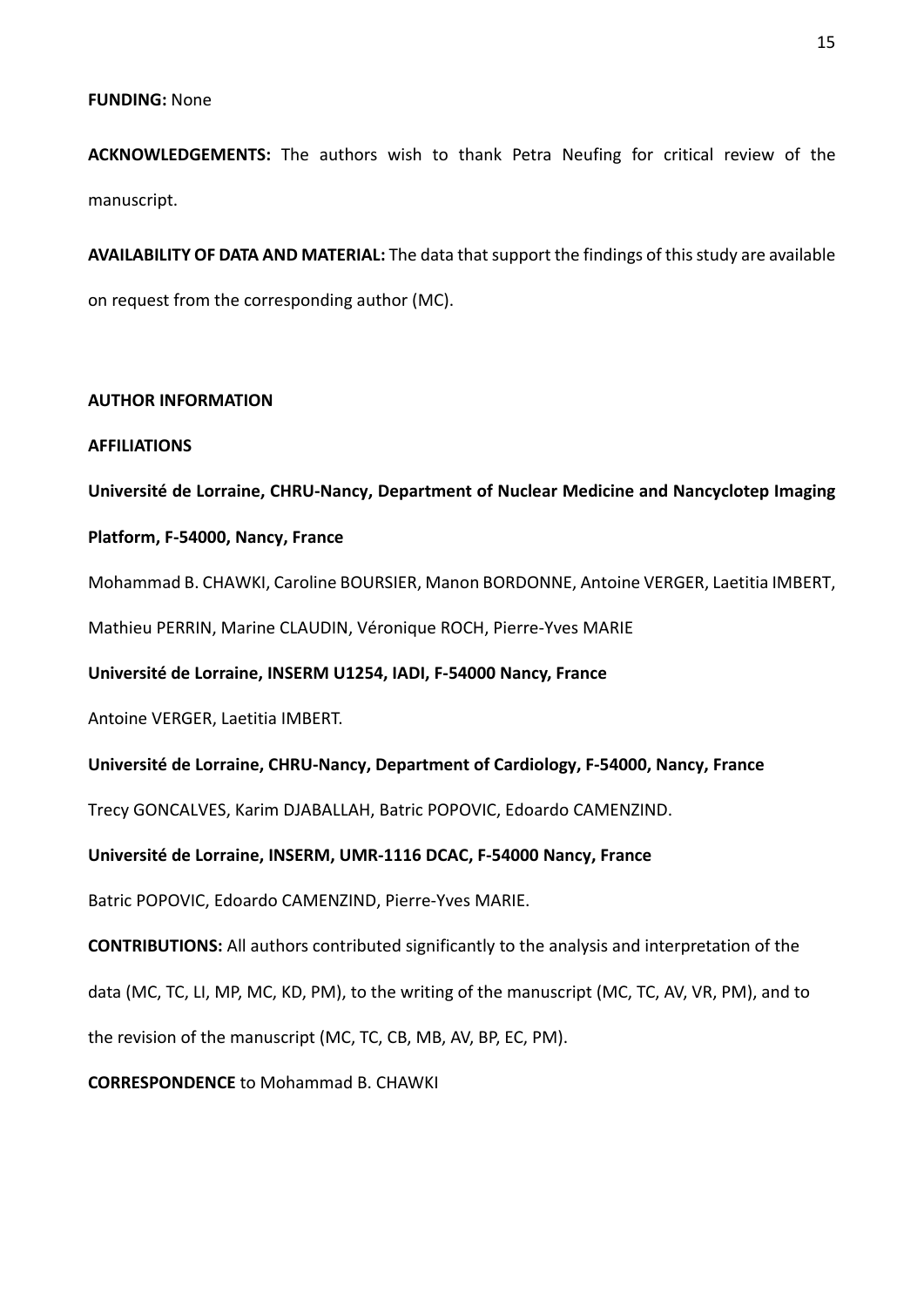**FUNDING:** None

**ACKNOWLEDGEMENTS:** The authors wish to thank Petra Neufing for critical review of the manuscript.

**AVAILABILITY OF DATA AND MATERIAL:** The data that support the findings of this study are available on request from the corresponding author (MC).

**AUTHOR INFORMATION**

**AFFILIATIONS**

**Université de Lorraine, CHRU-Nancy, Department of Nuclear Medicine and Nancyclotep Imaging Platform, F-54000, Nancy, France**

Mohammad B. CHAWKI, Caroline BOURSIER, Manon BORDONNE, Antoine VERGER, Laetitia IMBERT, Mathieu PERRIN, Marine CLAUDIN, Véronique ROCH, Pierre-Yves MARIE

**Université de Lorraine, INSERM U1254, IADI, F-54000 Nancy, France**

Antoine VERGER, Laetitia IMBERT.

**Université de Lorraine, CHRU-Nancy, Department of Cardiology, F-54000, Nancy, France**

Trecy GONCALVES, Karim DJABALLAH, Batric POPOVIC, Edoardo CAMENZIND.

**Université de Lorraine, INSERM, UMR-1116 DCAC, F-54000 Nancy, France**

Batric POPOVIC, Edoardo CAMENZIND, Pierre-Yves MARIE.

**CONTRIBUTIONS:** All authors contributed significantly to the analysis and interpretation of the data (MC, TC, LI, MP, MC, KD, PM), to the writing of the manuscript (MC, TC, AV, VR, PM), and to the revision of the manuscript (MC, TC, CB, MB, AV, BP, EC, PM).

**CORRESPONDENCE** to Mohammad B. CHAWKI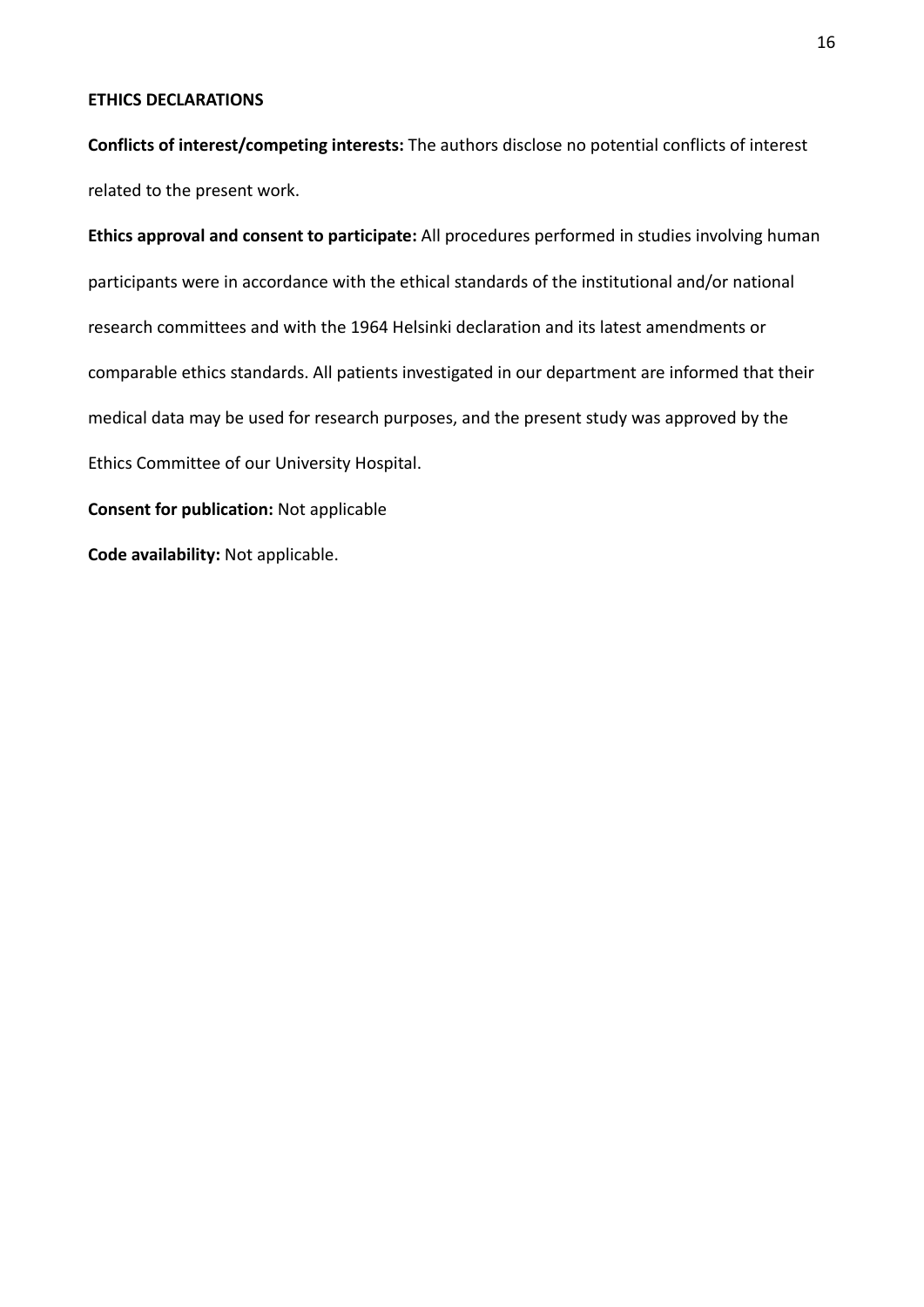**ETHICS DECLARATIONS**

**Conflicts of interest/competing interests:** The authors disclose no potential conflicts of interest related to the present work.

**Ethics approval and consent to participate:** All procedures performed in studies involving human participants were in accordance with the ethical standards of the institutional and/or national research committees and with the 1964 Helsinki declaration and its latest amendments or comparable ethics standards. All patients investigated in our department are informed that their medical data may be used for research purposes, and the present study was approved by the Ethics Committee of our University Hospital.

**Consent for publication:** Not applicable

**Code availability:** Not applicable.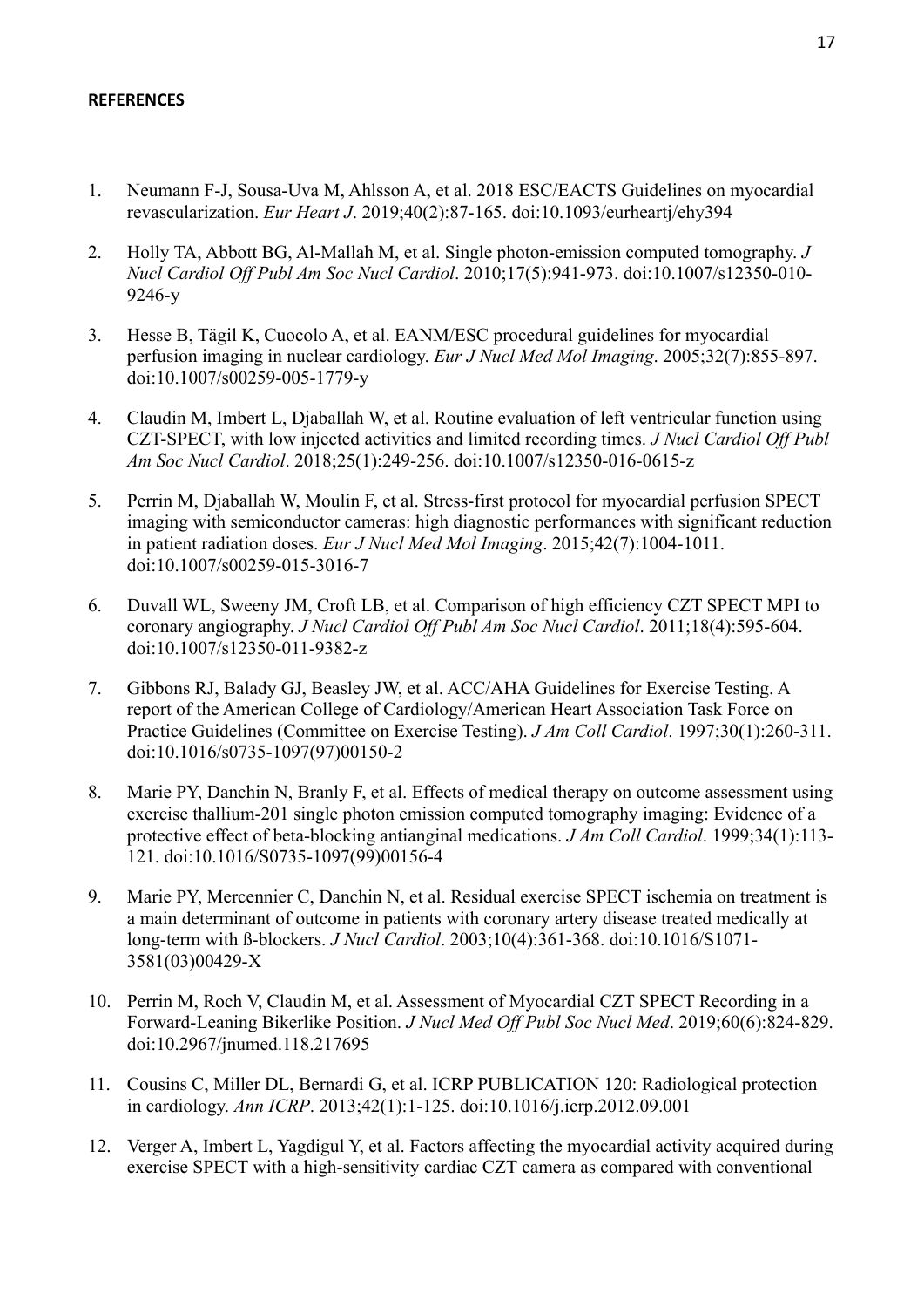**REFERENCES**

1. Neumann F-J, Sousa-Uva M, Ahlsson A, et al. 2018 ESC/EACTS Guidelines on myocardial revascularization. *Eur Heart J*. 2019;40(2):87-165. doi:10.1093/eurheartj/ehy394

2. Holly TA, Abbott BG, Al-Mallah M, et al. Single photon-emission computed tomography. *J Nucl Cardiol Off Publ Am Soc Nucl Cardiol*. 2010;17(5):941-973. doi:10.1007/s12350-010-9246-y

3. Hesse B, Tägil K, Cuocolo A, et al. EANM/ESC procedural guidelines for myocardial perfusion imaging in nuclear cardiology. *Eur J Nucl Med Mol Imaging*. 2005;32(7):855-897. doi:10.1007/s00259-005-1779-y

4. Claudin M, Imbert L, Djaballah W, et al. Routine evaluation of left ventricular function using CZT-SPECT, with low injected activities and limited recording times. *J Nucl Cardiol Off Publ Am Soc Nucl Cardiol*. 2018;25(1):249-256. doi:10.1007/s12350-016-0615-z

5. Perrin M, Djaballah W, Moulin F, et al. Stress-first protocol for myocardial perfusion SPECT imaging with semiconductor cameras: high diagnostic performances with significant reduction in patient radiation doses. *Eur J Nucl Med Mol Imaging*. 2015;42(7):1004-1011. doi:10.1007/s00259-015-3016-7

6. Duvall WL, Sweeny JM, Croft LB, et al. Comparison of high efficiency CZT SPECT MPI to coronary angiography. *J Nucl Cardiol Off Publ Am Soc Nucl Cardiol*. 2011;18(4):595-604. doi:10.1007/s12350-011-9382-z

7. Gibbons RJ, Balady GJ, Beasley JW, et al. ACC/AHA Guidelines for Exercise Testing. A report of the American College of Cardiology/American Heart Association Task Force on Practice Guidelines (Committee on Exercise Testing). *J Am Coll Cardiol*. 1997;30(1):260-311. doi:10.1016/s0735-1097(97)00150-2

8. Marie PY, Danchin N, Branly F, et al. Effects of medical therapy on outcome assessment using exercise thallium-201 single photon emission computed tomography imaging: Evidence of a protective effect of beta-blocking antianginal medications. *J Am Coll Cardiol*. 1999;34(1):113-121. doi:10.1016/S0735-1097(99)00156-4

9. Marie PY, Mercennier C, Danchin N, et al. Residual exercise SPECT ischemia on treatment is a main determinant of outcome in patients with coronary artery disease treated medically at long-term with ß-blockers. *J Nucl Cardiol*. 2003;10(4):361-368. doi:10.1016/S1071-3581(03)00429-X

10. Perrin M, Roch V, Claudin M, et al. Assessment of Myocardial CZT SPECT Recording in a Forward-Leaning Bikerlike Position. *J Nucl Med Off Publ Soc Nucl Med*. 2019;60(6):824-829. doi:10.2967/jnumed.118.217695

11. Cousins C, Miller DL, Bernardi G, et al. ICRP PUBLICATION 120: Radiological protection in cardiology. *Ann ICRP*. 2013;42(1):1-125. doi:10.1016/j.icrp.2012.09.001

12. Verger A, Imbert L, Yagdigul Y, et al. Factors affecting the myocardial activity acquired during exercise SPECT with a high-sensitivity cardiac CZT camera as compared with conventional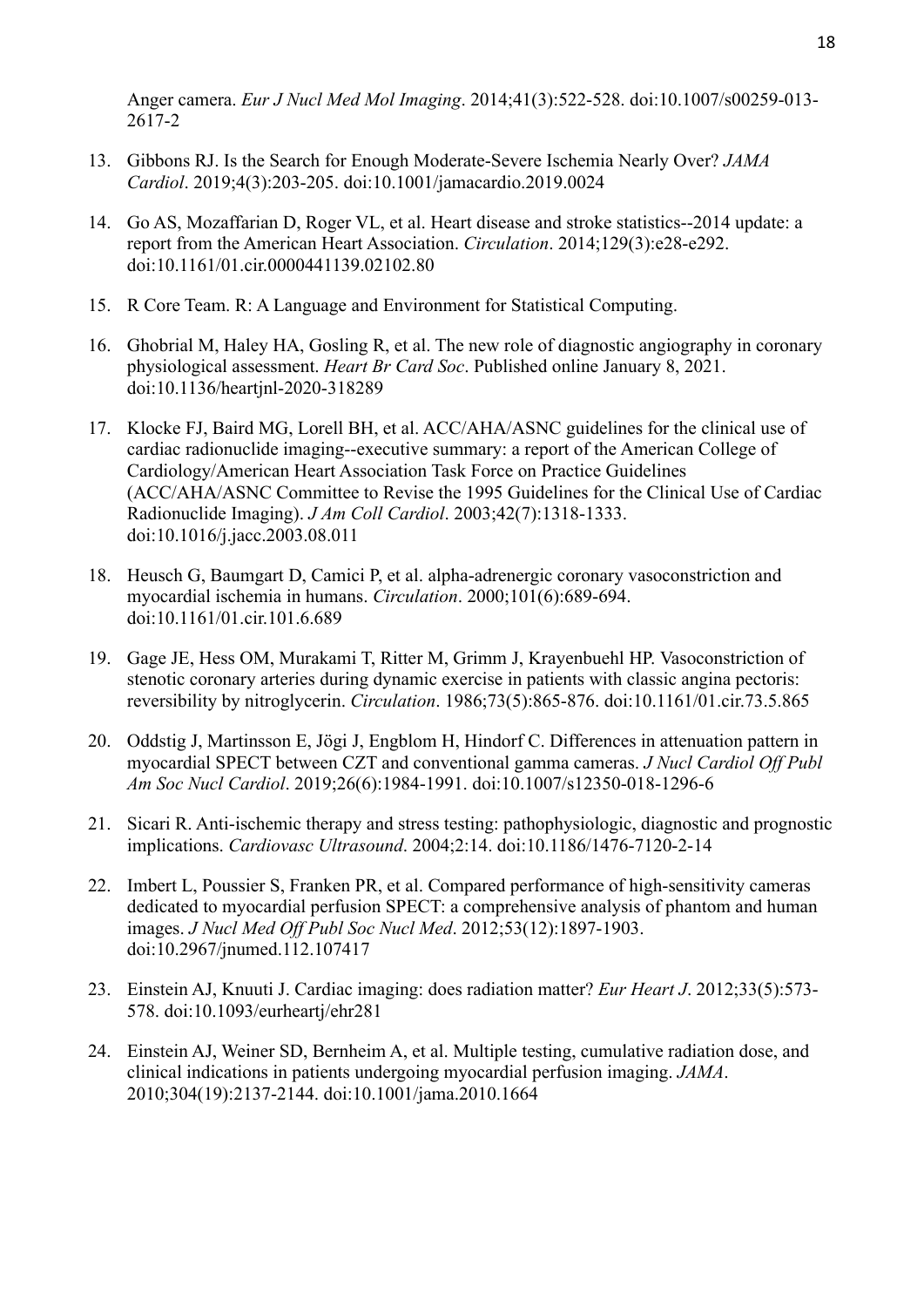Anger camera. *Eur J Nucl Med Mol Imaging*. 2014;41(3):522-528. doi:10.1007/s00259-013-2617-2

13. Gibbons RJ. Is the Search for Enough Moderate-Severe Ischemia Nearly Over? *JAMA Cardiol*. 2019;4(3):203-205. doi:10.1001/jamacardio.2019.0024

14. Go AS, Mozaffarian D, Roger VL, et al. Heart disease and stroke statistics--2014 update: a report from the American Heart Association. *Circulation*. 2014;129(3):e28-e292. doi:10.1161/01.cir.0000441139.02102.80

15. R Core Team. R: A Language and Environment for Statistical Computing.

16. Ghobrial M, Haley HA, Gosling R, et al. The new role of diagnostic angiography in coronary physiological assessment. *Heart Br Card Soc*. Published online January 8, 2021. doi:10.1136/heartjnl-2020-318289

17. Klocke FJ, Baird MG, Lorell BH, et al. ACC/AHA/ASNC guidelines for the clinical use of cardiac radionuclide imaging--executive summary: a report of the American College of Cardiology/American Heart Association Task Force on Practice Guidelines (ACC/AHA/ASNC Committee to Revise the 1995 Guidelines for the Clinical Use of Cardiac Radionuclide Imaging). *J Am Coll Cardiol*. 2003;42(7):1318-1333. doi:10.1016/j.jacc.2003.08.011

18. Heusch G, Baumgart D, Camici P, et al. alpha-adrenergic coronary vasoconstriction and myocardial ischemia in humans. *Circulation*. 2000;101(6):689-694. doi:10.1161/01.cir.101.6.689

19. Gage JE, Hess OM, Murakami T, Ritter M, Grimm J, Krayenbuehl HP. Vasoconstriction of stenotic coronary arteries during dynamic exercise in patients with classic angina pectoris: reversibility by nitroglycerin. *Circulation*. 1986;73(5):865-876. doi:10.1161/01.cir.73.5.865

20. Oddstig J, Martinsson E, Jögi J, Engblom H, Hindorf C. Differences in attenuation pattern in myocardial SPECT between CZT and conventional gamma cameras. *J Nucl Cardiol Off Publ Am Soc Nucl Cardiol*. 2019;26(6):1984-1991. doi:10.1007/s12350-018-1296-6

21. Sicari R. Anti-ischemic therapy and stress testing: pathophysiologic, diagnostic and prognostic implications. *Cardiovasc Ultrasound*. 2004;2:14. doi:10.1186/1476-7120-2-14

22. Imbert L, Poussier S, Franken PR, et al. Compared performance of high-sensitivity cameras dedicated to myocardial perfusion SPECT: a comprehensive analysis of phantom and human images. *J Nucl Med Off Publ Soc Nucl Med*. 2012;53(12):1897-1903. doi:10.2967/jnumed.112.107417

23. Einstein AJ, Knuuti J. Cardiac imaging: does radiation matter? *Eur Heart J*. 2012;33(5):573-578. doi:10.1093/eurheartj/ehr281

24. Einstein AJ, Weiner SD, Bernheim A, et al. Multiple testing, cumulative radiation dose, and clinical indications in patients undergoing myocardial perfusion imaging. *JAMA*. 2010;304(19):2137-2144. doi:10.1001/jama.2010.1664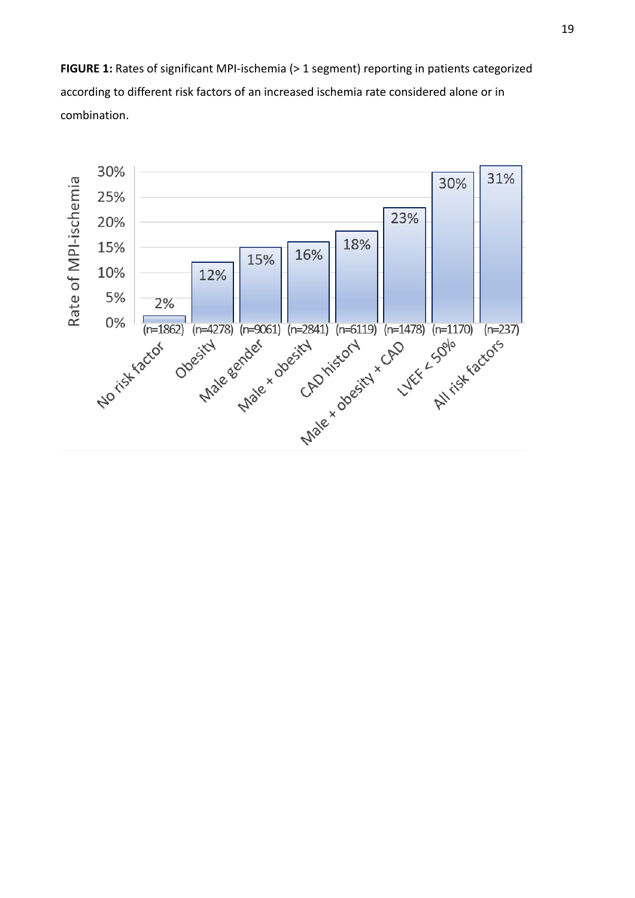**FIGURE 1:** Rates of significant MPI-ischemia (> 1 segment) reporting in patients categorized according to different risk factors of an increased ischemia rate considered alone or in combination.

| Category | n | Rate of MPI-ischemia |
|---|---|---|
| No risk factor | (n=1862) | 2% |
| Obesity | (n=4278) | 12% |
| Male gender | (n=9061) | 15% |
| Male + obesity | (n=2841) | 16% |
| CAD history | (n=6119) | 18% |
| Male + obesity + CAD | (n=1478) | 23% |
| LVEF < 50% | (n=1170) | 30% |
| All risk factors | (n=237) | 31% |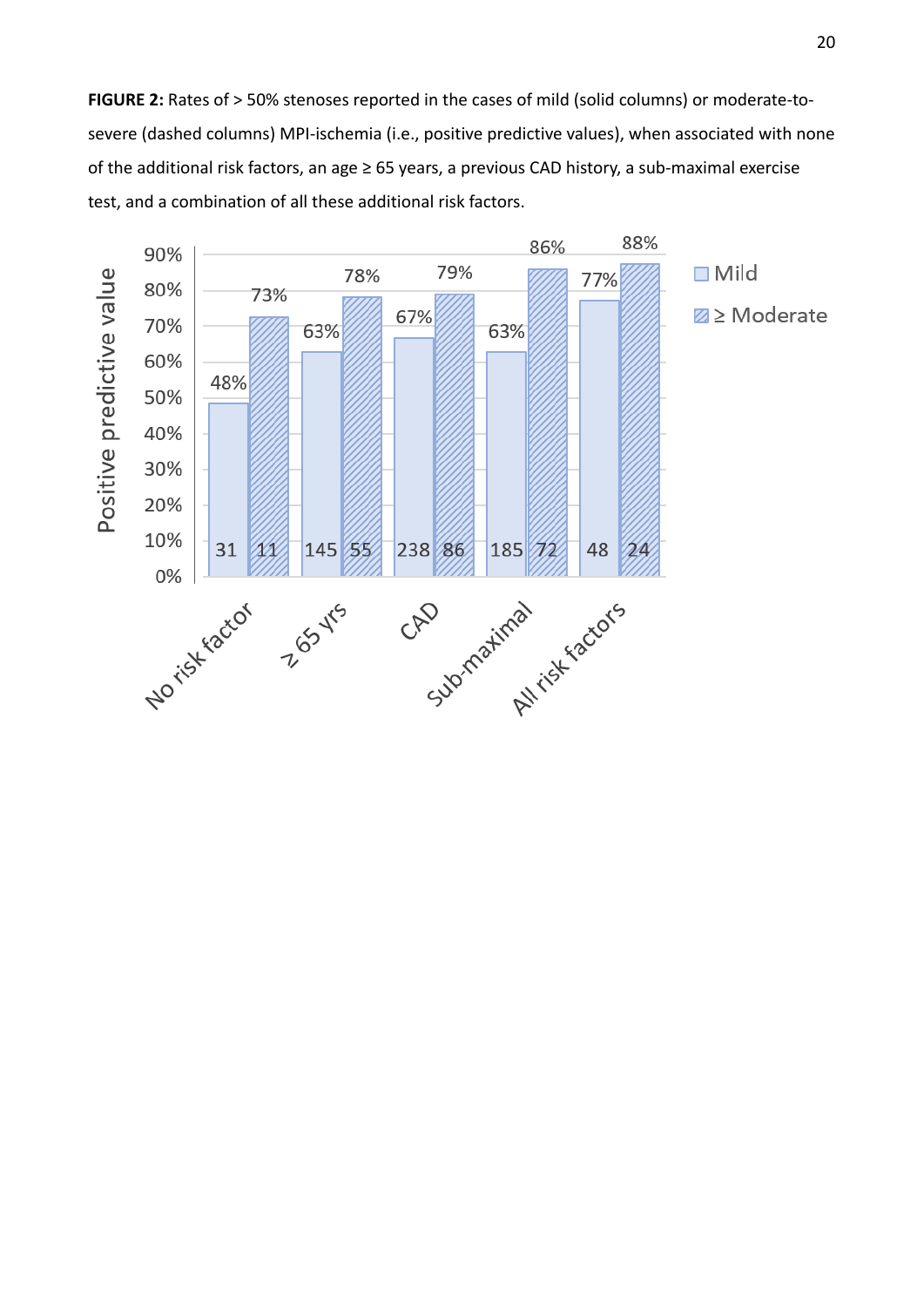**FIGURE 2:** Rates of > 50% stenoses reported in the cases of mild (solid columns) or moderate-to-severe (dashed columns) MPI-ischemia (i.e., positive predictive values), when associated with none of the additional risk factors, an age ≥ 65 years, a previous CAD history, a sub-maximal exercise test, and a combination of all these additional risk factors.

| | Mild | ≥ Moderate |
|---|---|---|
| No risk factor | 48% (31) | 73% (11) |
| ≥ 65 yrs | 63% (145) | 78% (55) |
| CAD | 67% (238) | 79% (86) |
| Sub-maximal | 63% (185) | 86% (72) |
| All risk factors | 77% (48) | 88% (24) |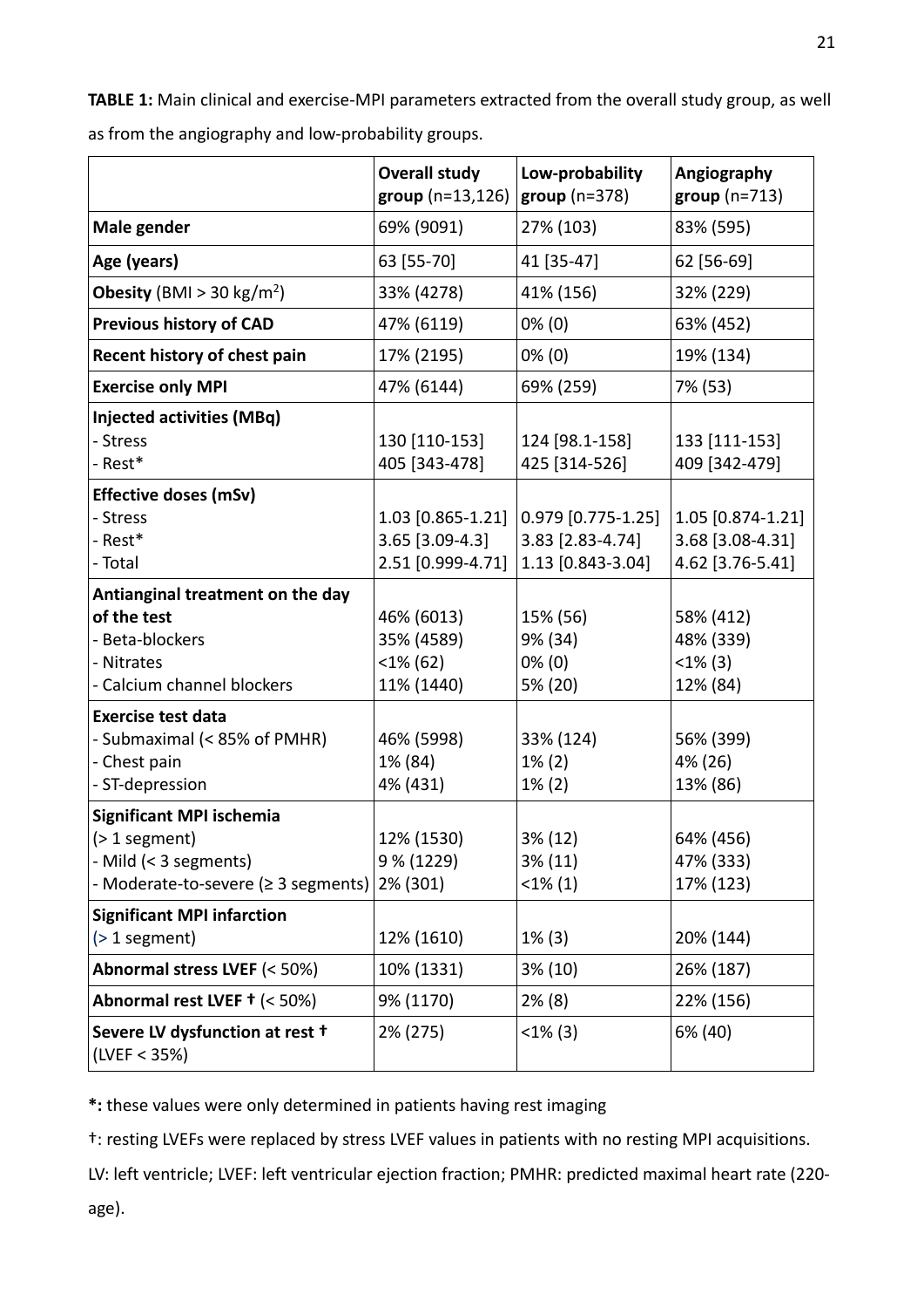**TABLE 1:** Main clinical and exercise-MPI parameters extracted from the overall study group, as well as from the angiography and low-probability groups.

| | **Overall study group** (n=13,126) | **Low-probability group** (n=378) | **Angiography group** (n=713) |
|---|---|---|---|
| **Male gender** | 69% (9091) | 27% (103) | 83% (595) |
| **Age (years)** | 63 [55-70] | 41 [35-47] | 62 [56-69] |
| **Obesity** (BMI > 30 kg/m$^2$) | 33% (4278) | 41% (156) | 32% (229) |
| **Previous history of CAD** | 47% (6119) | 0% (0) | 63% (452) |
| **Recent history of chest pain** | 17% (2195) | 0% (0) | 19% (134) |
| **Exercise only MPI** | 47% (6144) | 69% (259) | 7% (53) |
| **Injected activities (MBq)**<br>- Stress<br>- Rest* | <br>130 [110-153]<br>405 [343-478] | <br>124 [98.1-158]<br>425 [314-526] | <br>133 [111-153]<br>409 [342-479] |
| **Effective doses (mSv)**<br>- Stress<br>- Rest*<br>- Total | <br>1.03 [0.865-1.21]<br>3.65 [3.09-4.3]<br>2.51 [0.999-4.71] | <br>0.979 [0.775-1.25]<br>3.83 [2.83-4.74]<br>1.13 [0.843-3.04] | <br>1.05 [0.874-1.21]<br>3.68 [3.08-4.31]<br>4.62 [3.76-5.41] |
| **Antianginal treatment on the day of the test**<br>- Beta-blockers<br>- Nitrates<br>- Calcium channel blockers | 46% (6013)<br>35% (4589)<br><1% (62)<br>11% (1440) | 15% (56)<br>9% (34)<br>0% (0)<br>5% (20) | 58% (412)<br>48% (339)<br><1% (3)<br>12% (84) |
| **Exercise test data**<br>- Submaximal (< 85% of PMHR)<br>- Chest pain<br>- ST-depression | <br>46% (5998)<br>1% (84)<br>4% (431) | <br>33% (124)<br>1% (2)<br>1% (2) | <br>56% (399)<br>4% (26)<br>13% (86) |
| **Significant MPI ischemia** (> 1 segment)<br>- Mild (< 3 segments)<br>- Moderate-to-severe (≥ 3 segments) | 12% (1530)<br>9 % (1229)<br>2% (301) | 3% (12)<br>3% (11)<br><1% (1) | 64% (456)<br>47% (333)<br>17% (123) |
| **Significant MPI infarction** (> 1 segment) | 12% (1610) | 1% (3) | 20% (144) |
| **Abnormal stress LVEF** (< 50%) | 10% (1331) | 3% (10) | 26% (187) |
| **Abnormal rest LVEF †** (< 50%) | 9% (1170) | 2% (8) | 22% (156) |
| **Severe LV dysfunction at rest †** (LVEF < 35%) | 2% (275) | <1% (3) | 6% (40) |

**\*:** these values were only determined in patients having rest imaging

†: resting LVEFs were replaced by stress LVEF values in patients with no resting MPI acquisitions.

LV: left ventricle; LVEF: left ventricular ejection fraction; PMHR: predicted maximal heart rate (220-age).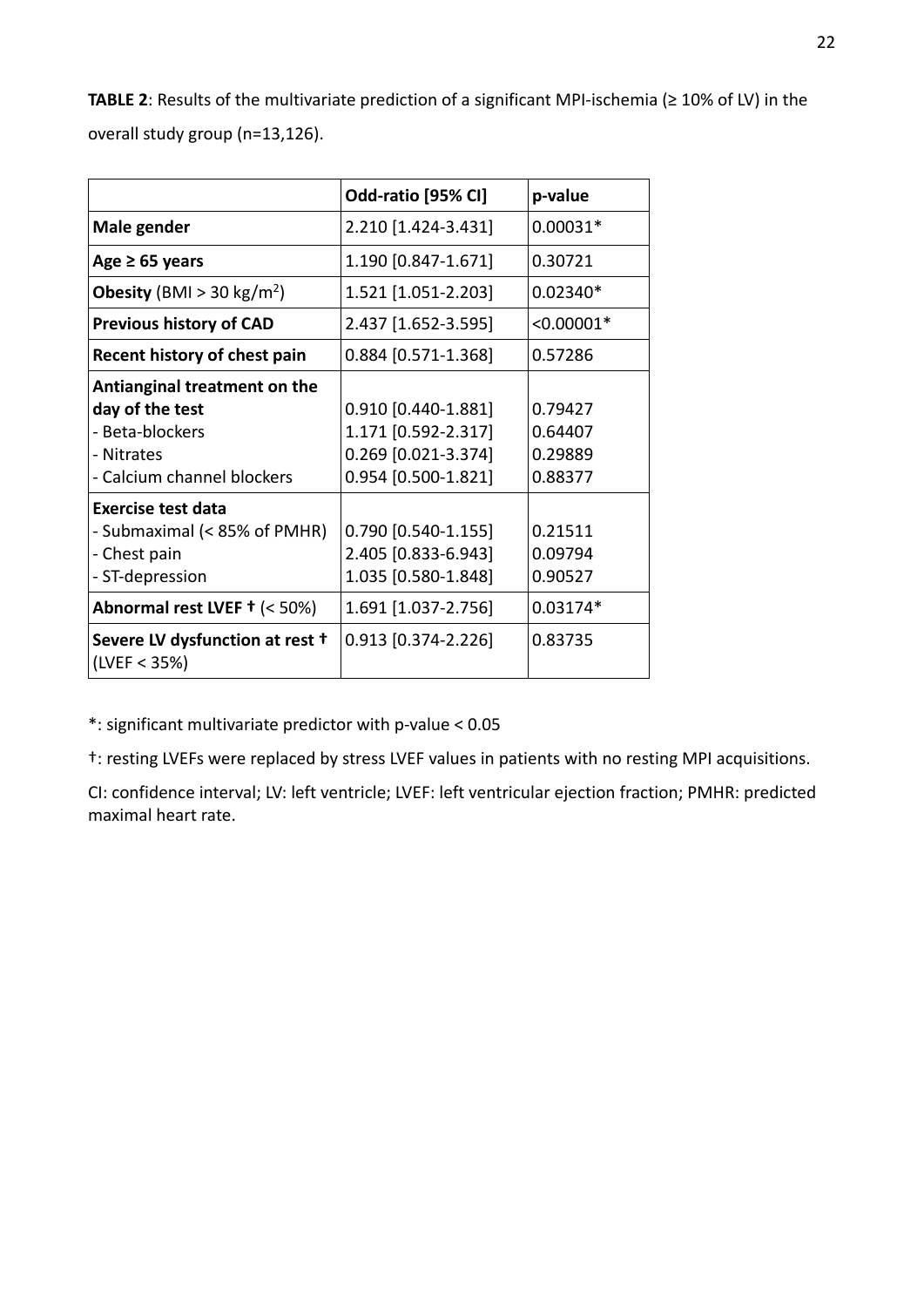**TABLE 2**: Results of the multivariate prediction of a significant MPI-ischemia (≥ 10% of LV) in the overall study group (n=13,126).

| | Odd-ratio [95% CI] | p-value |
|---|---|---|
| **Male gender** | 2.210 [1.424-3.431] | 0.00031* |
| **Age ≥ 65 years** | 1.190 [0.847-1.671] | 0.30721 |
| **Obesity** (BMI > 30 kg/m$^2$) | 1.521 [1.051-2.203] | 0.02340* |
| **Previous history of CAD** | 2.437 [1.652-3.595] | <0.00001* |
| **Recent history of chest pain** | 0.884 [0.571-1.368] | 0.57286 |
| **Antianginal treatment on the day of the test** | 0.910 [0.440-1.881] | 0.79427 |
| - Beta-blockers | 1.171 [0.592-2.317] | 0.64407 |
| - Nitrates | 0.269 [0.021-3.374] | 0.29889 |
| - Calcium channel blockers | 0.954 [0.500-1.821] | 0.88377 |
| **Exercise test data** | | |
| - Submaximal (< 85% of PMHR) | 0.790 [0.540-1.155] | 0.21511 |
| - Chest pain | 2.405 [0.833-6.943] | 0.09794 |
| - ST-depression | 1.035 [0.580-1.848] | 0.90527 |
| **Abnormal rest LVEF †** (< 50%) | 1.691 [1.037-2.756] | 0.03174* |
| **Severe LV dysfunction at rest †** (LVEF < 35%) | 0.913 [0.374-2.226] | 0.83735 |

*: significant multivariate predictor with p-value < 0.05

†: resting LVEFs were replaced by stress LVEF values in patients with no resting MPI acquisitions.

CI: confidence interval; LV: left ventricle; LVEF: left ventricular ejection fraction; PMHR: predicted maximal heart rate.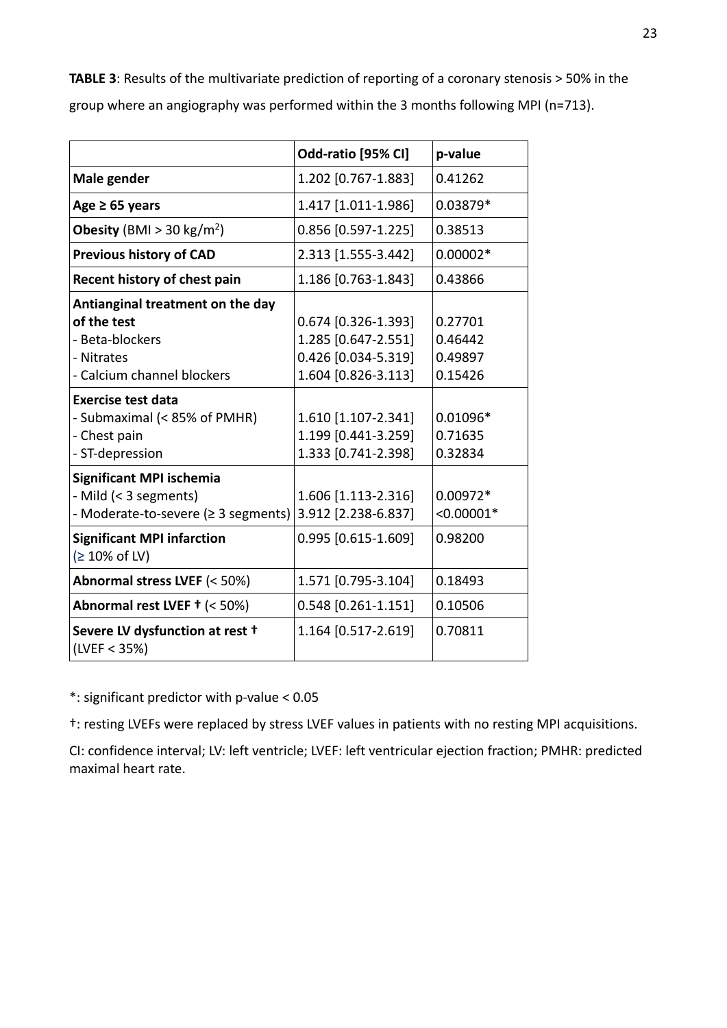**TABLE 3**: Results of the multivariate prediction of reporting of a coronary stenosis > 50% in the group where an angiography was performed within the 3 months following MPI (n=713).

| | Odd-ratio [95% CI] | p-value |
|---|---|---|
| **Male gender** | 1.202 [0.767-1.883] | 0.41262 |
| **Age ≥ 65 years** | 1.417 [1.011-1.986] | 0.03879* |
| **Obesity** (BMI > 30 kg/m$^2$) | 0.856 [0.597-1.225] | 0.38513 |
| **Previous history of CAD** | 2.313 [1.555-3.442] | 0.00002* |
| **Recent history of chest pain** | 1.186 [0.763-1.843] | 0.43866 |
| **Antianginal treatment on the day of the test** | | |
| - Beta-blockers | 0.674 [0.326-1.393] | 0.27701 |
| - Nitrates | 1.285 [0.647-2.551] | 0.46442 |
| - Calcium channel blockers | 0.426 [0.034-5.319] | 0.49897 |
| | 1.604 [0.826-3.113] | 0.15426 |
| **Exercise test data** | | |
| - Submaximal (< 85% of PMHR) | 1.610 [1.107-2.341] | 0.01096* |
| - Chest pain | 1.199 [0.441-3.259] | 0.71635 |
| - ST-depression | 1.333 [0.741-2.398] | 0.32834 |
| **Significant MPI ischemia** | | |
| - Mild (< 3 segments) | 1.606 [1.113-2.316] | 0.00972* |
| - Moderate-to-severe (≥ 3 segments) | 3.912 [2.238-6.837] | <0.00001* |
| **Significant MPI infarction** (≥ 10% of LV) | 0.995 [0.615-1.609] | 0.98200 |
| **Abnormal stress LVEF** (< 50%) | 1.571 [0.795-3.104] | 0.18493 |
| **Abnormal rest LVEF †** (< 50%) | 0.548 [0.261-1.151] | 0.10506 |
| **Severe LV dysfunction at rest †** (LVEF < 35%) | 1.164 [0.517-2.619] | 0.70811 |

*: significant predictor with p-value < 0.05

†: resting LVEFs were replaced by stress LVEF values in patients with no resting MPI acquisitions.

CI: confidence interval; LV: left ventricle; LVEF: left ventricular ejection fraction; PMHR: predicted maximal heart rate.